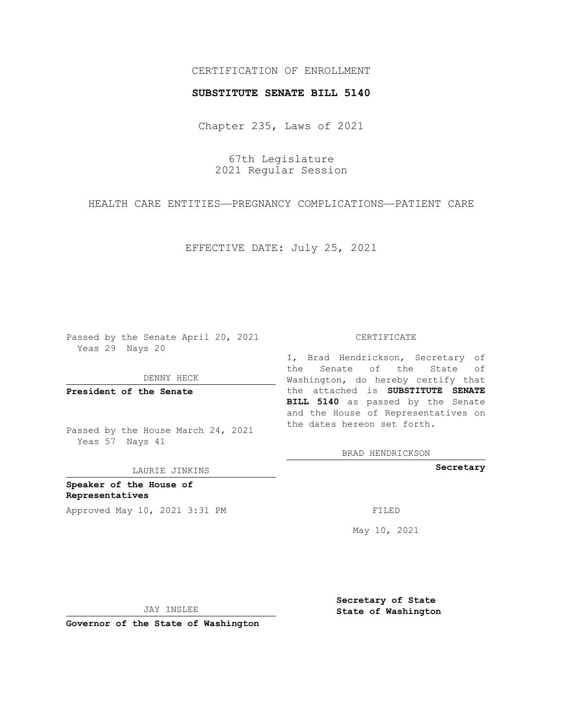CERTIFICATION OF ENROLLMENT

**SUBSTITUTE SENATE BILL 5140**

Chapter 235, Laws of 2021

67th Legislature
2021 Regular Session

HEALTH CARE ENTITIES—PREGNANCY COMPLICATIONS—PATIENT CARE

EFFECTIVE DATE: July 25, 2021

Passed by the Senate April 20, 2021
Yeas 29 Nays 20

DENNY HECK

**President of the Senate**

Passed by the House March 24, 2021
Yeas 57 Nays 41

LAURIE JINKINS

**Speaker of the House of Representatives**

Approved May 10, 2021 3:31 PM

JAY INSLEE

**Governor of the State of Washington**

CERTIFICATE

I, Brad Hendrickson, Secretary of the Senate of the State of Washington, do hereby certify that the attached is **SUBSTITUTE SENATE BILL 5140** as passed by the Senate and the House of Representatives on the dates hereon set forth.

BRAD HENDRICKSON

**Secretary**

FILED

May 10, 2021

**Secretary of State**
**State of Washington**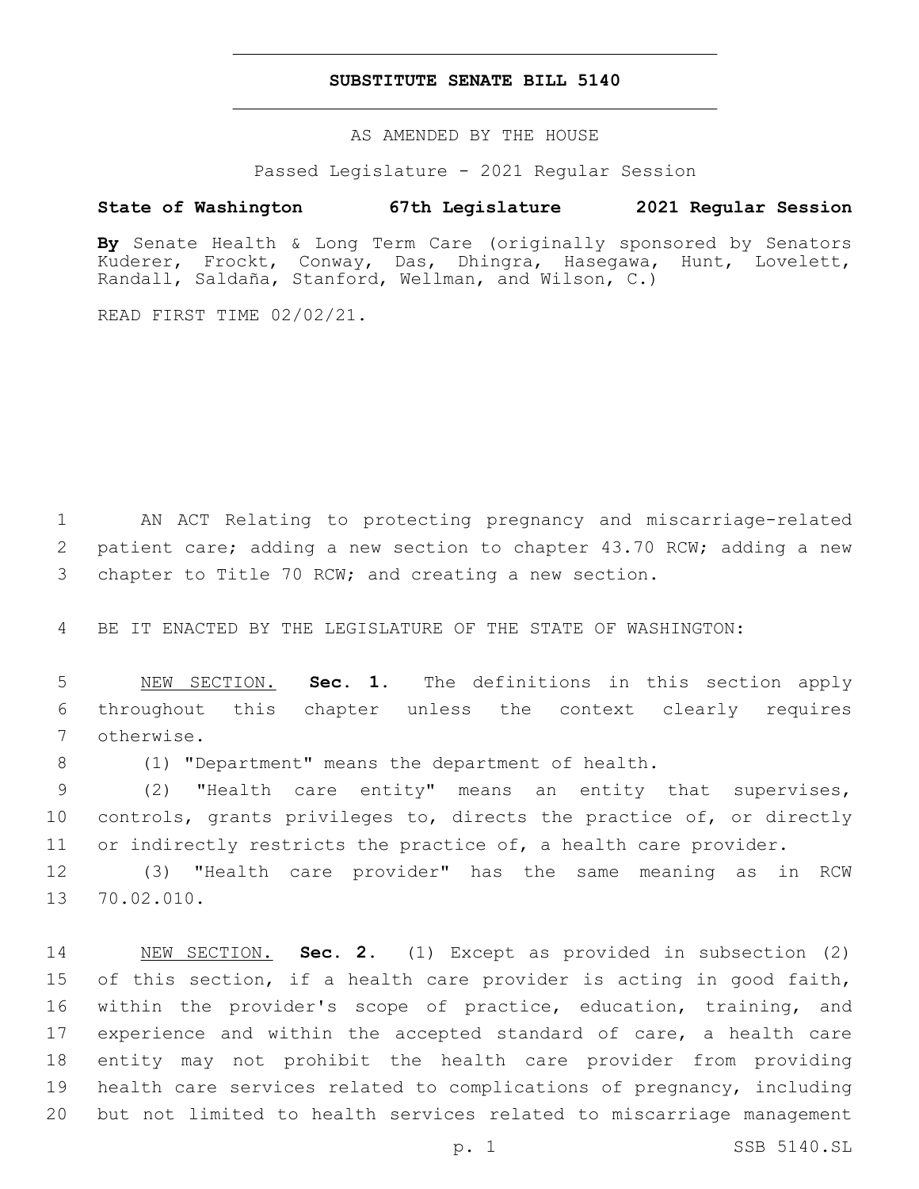# SUBSTITUTE SENATE BILL 5140

AS AMENDED BY THE HOUSE

Passed Legislature - 2021 Regular Session

**State of Washington 67th Legislature 2021 Regular Session**

**By** Senate Health & Long Term Care (originally sponsored by Senators Kuderer, Frockt, Conway, Das, Dhingra, Hasegawa, Hunt, Lovelett, Randall, Saldaña, Stanford, Wellman, and Wilson, C.)

READ FIRST TIME 02/02/21.

AN ACT Relating to protecting pregnancy and miscarriage-related patient care; adding a new section to chapter 43.70 RCW; adding a new chapter to Title 70 RCW; and creating a new section.

BE IT ENACTED BY THE LEGISLATURE OF THE STATE OF WASHINGTON:

NEW SECTION. **Sec. 1.** The definitions in this section apply throughout this chapter unless the context clearly requires otherwise.

(1) "Department" means the department of health.

(2) "Health care entity" means an entity that supervises, controls, grants privileges to, directs the practice of, or directly or indirectly restricts the practice of, a health care provider.

(3) "Health care provider" has the same meaning as in RCW 70.02.010.

NEW SECTION. **Sec. 2.** (1) Except as provided in subsection (2) of this section, if a health care provider is acting in good faith, within the provider's scope of practice, education, training, and experience and within the accepted standard of care, a health care entity may not prohibit the health care provider from providing health care services related to complications of pregnancy, including but not limited to health services related to miscarriage management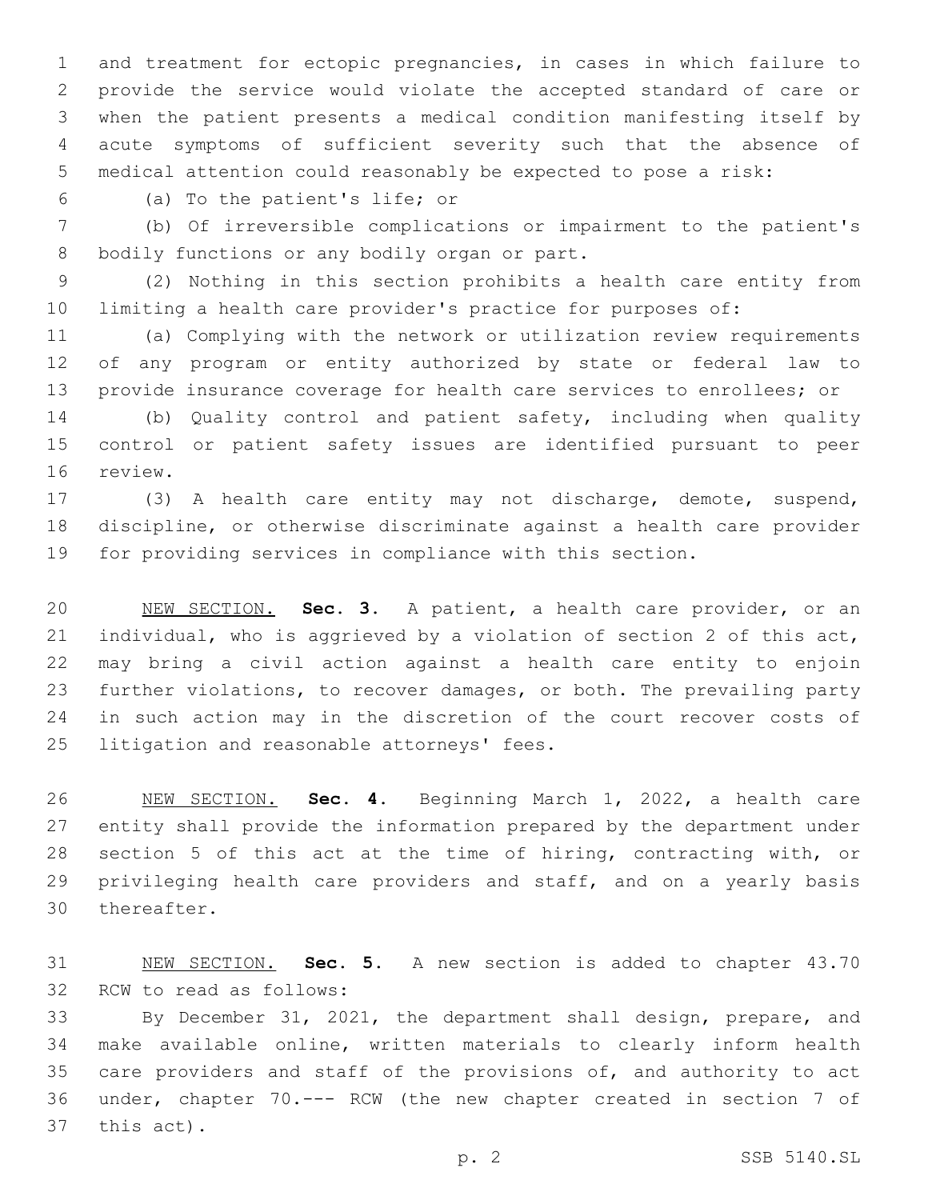and treatment for ectopic pregnancies, in cases in which failure to provide the service would violate the accepted standard of care or when the patient presents a medical condition manifesting itself by acute symptoms of sufficient severity such that the absence of medical attention could reasonably be expected to pose a risk:

(a) To the patient's life; or

(b) Of irreversible complications or impairment to the patient's bodily functions or any bodily organ or part.

(2) Nothing in this section prohibits a health care entity from limiting a health care provider's practice for purposes of:

(a) Complying with the network or utilization review requirements of any program or entity authorized by state or federal law to provide insurance coverage for health care services to enrollees; or

(b) Quality control and patient safety, including when quality control or patient safety issues are identified pursuant to peer review.

(3) A health care entity may not discharge, demote, suspend, discipline, or otherwise discriminate against a health care provider for providing services in compliance with this section.

NEW SECTION. **Sec. 3.** A patient, a health care provider, or an individual, who is aggrieved by a violation of section 2 of this act, may bring a civil action against a health care entity to enjoin further violations, to recover damages, or both. The prevailing party in such action may in the discretion of the court recover costs of litigation and reasonable attorneys' fees.

NEW SECTION. **Sec. 4.** Beginning March 1, 2022, a health care entity shall provide the information prepared by the department under section 5 of this act at the time of hiring, contracting with, or privileging health care providers and staff, and on a yearly basis thereafter.

NEW SECTION. **Sec. 5.** A new section is added to chapter 43.70 RCW to read as follows:

By December 31, 2021, the department shall design, prepare, and make available online, written materials to clearly inform health care providers and staff of the provisions of, and authority to act under, chapter 70.--- RCW (the new chapter created in section 7 of this act).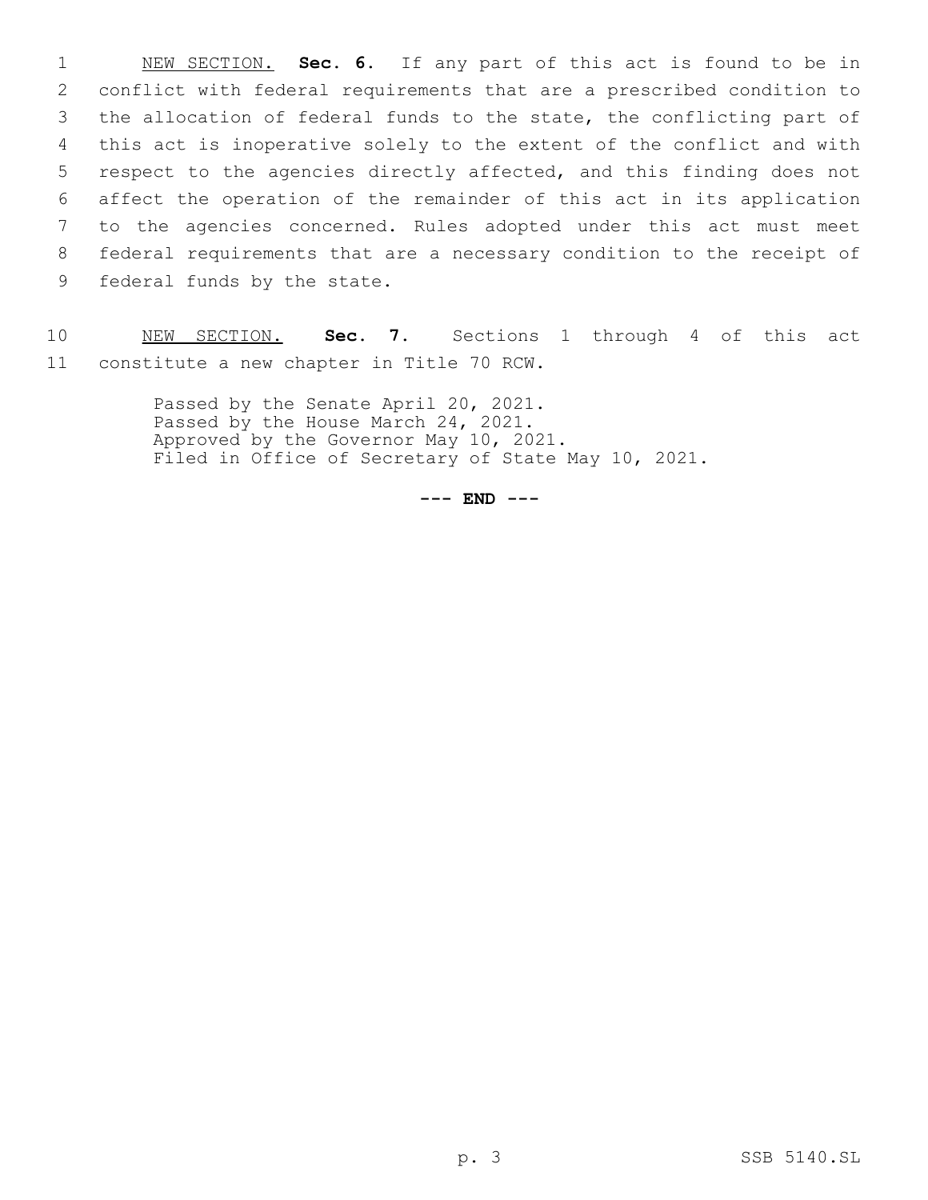NEW SECTION. **Sec. 6.** If any part of this act is found to be in conflict with federal requirements that are a prescribed condition to the allocation of federal funds to the state, the conflicting part of this act is inoperative solely to the extent of the conflict and with respect to the agencies directly affected, and this finding does not affect the operation of the remainder of this act in its application to the agencies concerned. Rules adopted under this act must meet federal requirements that are a necessary condition to the receipt of federal funds by the state.

NEW SECTION. **Sec. 7.** Sections 1 through 4 of this act constitute a new chapter in Title 70 RCW.

Passed by the Senate April 20, 2021.
Passed by the House March 24, 2021.
Approved by the Governor May 10, 2021.
Filed in Office of Secretary of State May 10, 2021.

**--- END ---**